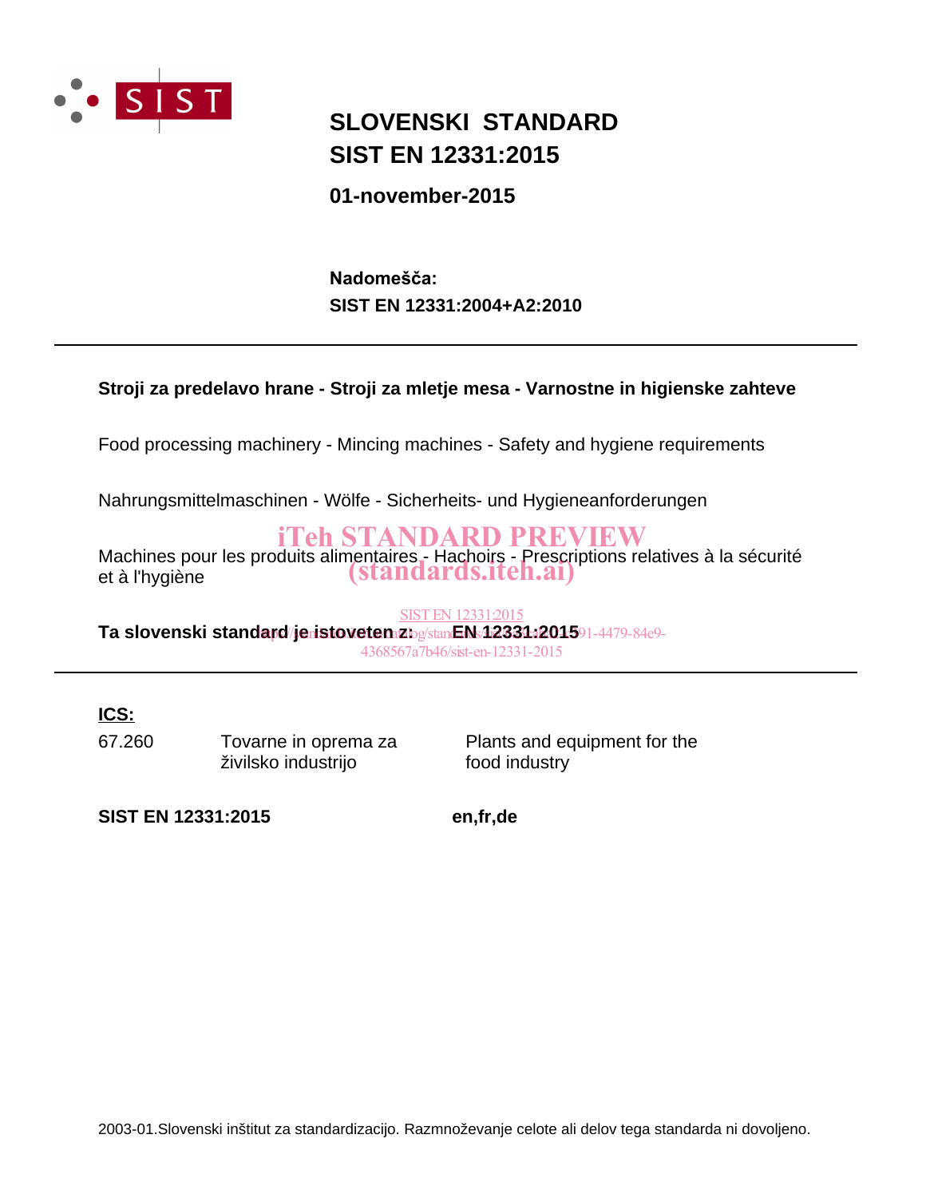# SLOVENSKI STANDARD
# SIST EN 12331:2015

**01-november-2015**

**Nadomešča:**
**SIST EN 12331:2004+A2:2010**

---

**Stroji za predelavo hrane - Stroji za mletje mesa - Varnostne in higienske zahteve**

Food processing machinery - Mincing machines - Safety and hygiene requirements

Nahrungsmittelmaschinen - Wölfe - Sicherheits- und Hygieneanforderungen

Machines pour les produits alimentaires - Hachoirs - Prescriptions relatives à la sécurité et à l'hygiène

**Ta slovenski standard je istoveten z: EN 12331:2015**

---

**ICS:**

| | | |
|---|---|---|
| 67.260 | Tovarne in oprema za živilsko industrijo | Plants and equipment for the food industry |

**SIST EN 12331:2015** **en,fr,de**

2003-01.Slovenski inštitut za standardizacijo. Razmnoževanje celote ali delov tega standarda ni dovoljeno.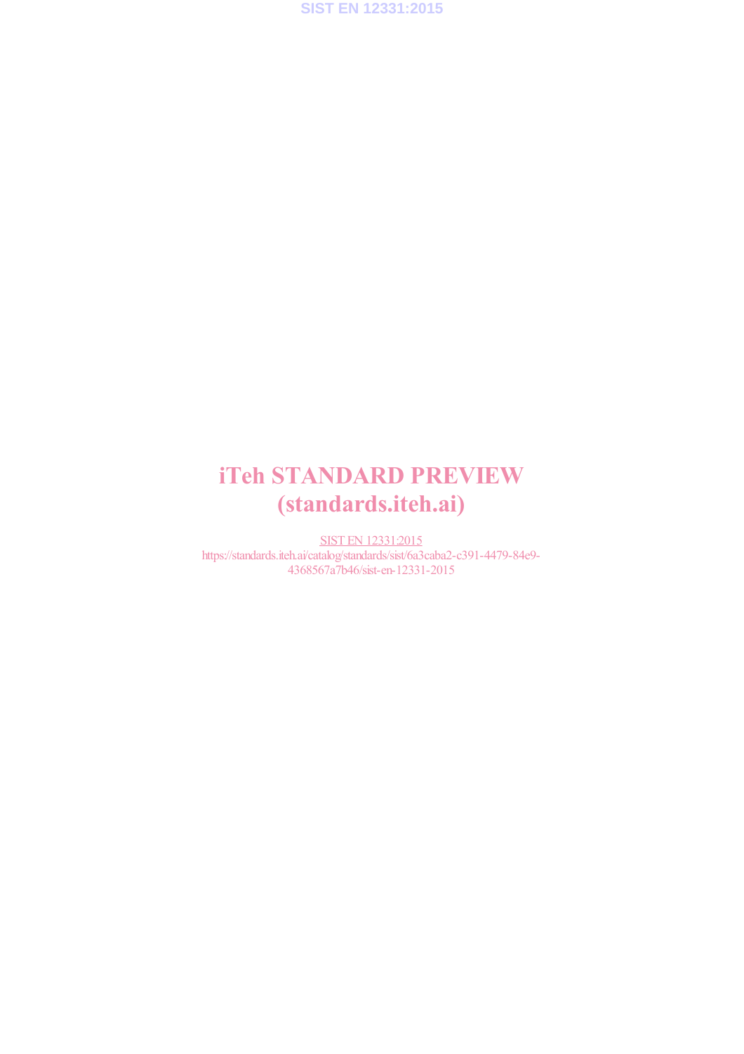iTeh STANDARD PREVIEW
(standards.iteh.ai)

SIST EN 12331:2015
https://standards.iteh.ai/catalog/standards/sist/6a3caba2-c391-4479-84e9-4368567a7b46/sist-en-12331-2015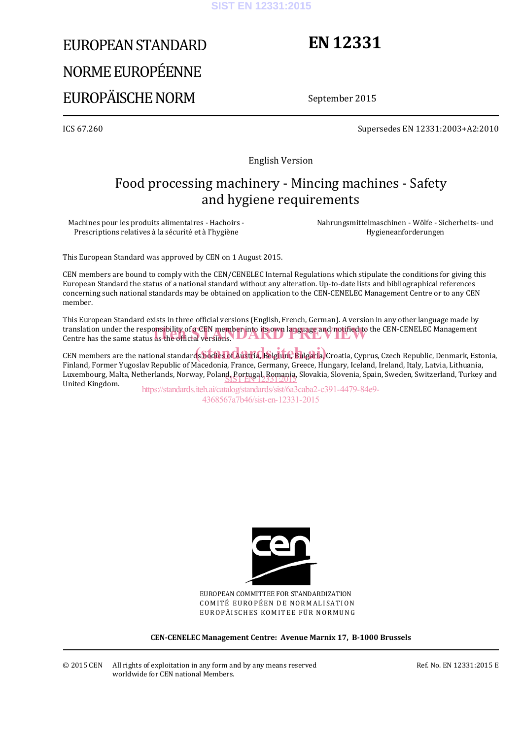EUROPEAN STANDARD

NORME EUROPÉENNE

EUROPÄISCHE NORM

# EN 12331

September 2015

ICS 67.260

Supersedes EN 12331:2003+A2:2010

English Version

## Food processing machinery - Mincing machines - Safety and hygiene requirements

Machines pour les produits alimentaires - Hachoirs - Prescriptions relatives à la sécurité et à l'hygiène

Nahrungsmittelmaschinen - Wölfe - Sicherheits- und Hygieneanforderungen

This European Standard was approved by CEN on 1 August 2015.

CEN members are bound to comply with the CEN/CENELEC Internal Regulations which stipulate the conditions for giving this European Standard the status of a national standard without any alteration. Up-to-date lists and bibliographical references concerning such national standards may be obtained on application to the CEN-CENELEC Management Centre or to any CEN member.

This European Standard exists in three official versions (English, French, German). A version in any other language made by translation under the responsibility of a CEN member into its own language and notified to the CEN-CENELEC Management Centre has the same status as the official versions.

CEN members are the national standards bodies of Austria, Belgium, Bulgaria, Croatia, Cyprus, Czech Republic, Denmark, Estonia, Finland, Former Yugoslav Republic of Macedonia, France, Germany, Greece, Hungary, Iceland, Ireland, Italy, Latvia, Lithuania, Luxembourg, Malta, Netherlands, Norway, Poland, Portugal, Romania, Slovakia, Slovenia, Spain, Sweden, Switzerland, Turkey and United Kingdom.

EUROPEAN COMMITTEE FOR STANDARDIZATION
COMITÉ EUROPÉEN DE NORMALISATION
EUROPÄISCHES KOMITEE FÜR NORMUNG

**CEN-CENELEC Management Centre: Avenue Marnix 17, B-1000 Brussels**

© 2015 CEN All rights of exploitation in any form and by any means reserved worldwide for CEN national Members.

Ref. No. EN 12331:2015 E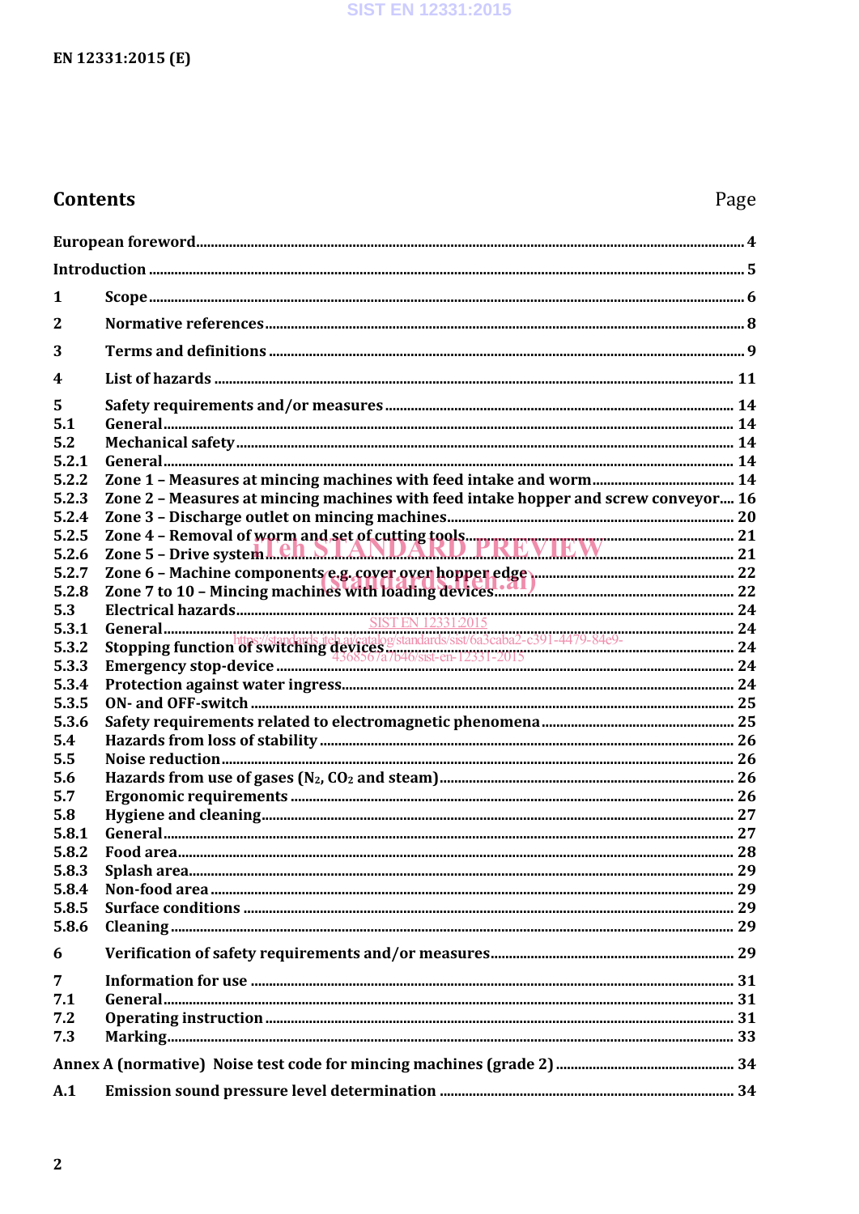## Contents

| | | Page |
|---|---|---|
| European foreword | | 4 |
| Introduction | | 5 |
| 1 | Scope | 6 |
| 2 | Normative references | 8 |
| 3 | Terms and definitions | 9 |
| 4 | List of hazards | 11 |
| 5 | Safety requirements and/or measures | 14 |
| 5.1 | General | 14 |
| 5.2 | Mechanical safety | 14 |
| 5.2.1 | General | 14 |
| 5.2.2 | Zone 1 – Measures at mincing machines with feed intake and worm | 14 |
| 5.2.3 | Zone 2 – Measures at mincing machines with feed intake hopper and screw conveyor | 16 |
| 5.2.4 | Zone 3 – Discharge outlet on mincing machines | 20 |
| 5.2.5 | Zone 4 – Removal of worm and set of cutting tools | 21 |
| 5.2.6 | Zone 5 – Drive system | 21 |
| 5.2.7 | Zone 6 – Machine components e.g. cover over hopper edge | 22 |
| 5.2.8 | Zone 7 to 10 – Mincing machines with loading devices | 22 |
| 5.3 | Electrical hazards | 24 |
| 5.3.1 | General | 24 |
| 5.3.2 | Stopping function of switching devices | 24 |
| 5.3.3 | Emergency stop-device | 24 |
| 5.3.4 | Protection against water ingress | 24 |
| 5.3.5 | ON- and OFF-switch | 25 |
| 5.3.6 | Safety requirements related to electromagnetic phenomena | 25 |
| 5.4 | Hazards from loss of stability | 26 |
| 5.5 | Noise reduction | 26 |
| 5.6 | Hazards from use of gases ($N_2$, $CO_2$ and steam) | 26 |
| 5.7 | Ergonomic requirements | 26 |
| 5.8 | Hygiene and cleaning | 27 |
| 5.8.1 | General | 27 |
| 5.8.2 | Food area | 28 |
| 5.8.3 | Splash area | 29 |
| 5.8.4 | Non-food area | 29 |
| 5.8.5 | Surface conditions | 29 |
| 5.8.6 | Cleaning | 29 |
| 6 | Verification of safety requirements and/or measures | 29 |
| 7 | Information for use | 31 |
| 7.1 | General | 31 |
| 7.2 | Operating instruction | 31 |
| 7.3 | Marking | 33 |
| Annex A (normative) Noise test code for mincing machines (grade 2) | | 34 |
| A.1 | Emission sound pressure level determination | 34 |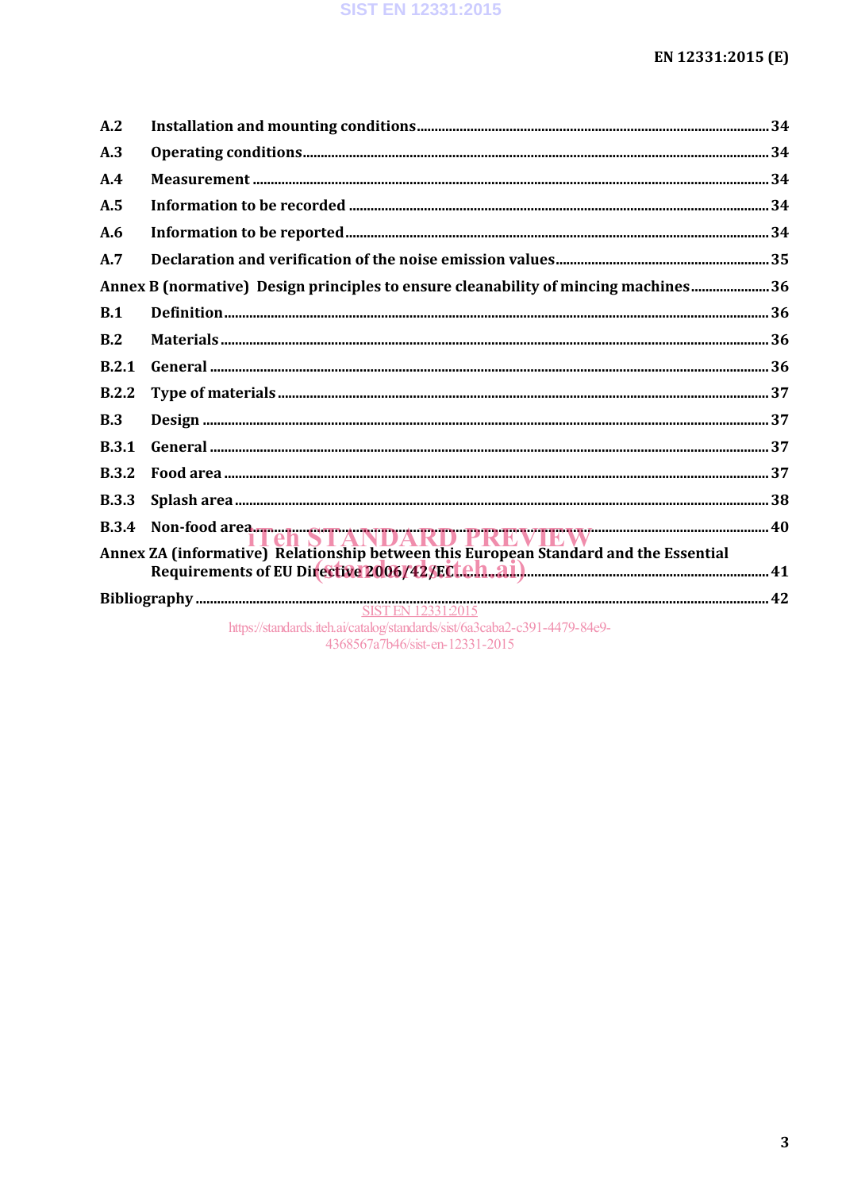A.2 Installation and mounting conditions ... 34

A.3 Operating conditions ... 34

A.4 Measurement ... 34

A.5 Information to be recorded ... 34

A.6 Information to be reported ... 34

A.7 Declaration and verification of the noise emission values ... 35

Annex B (normative) Design principles to ensure cleanability of mincing machines ... 36

B.1 Definition ... 36

B.2 Materials ... 36

B.2.1 General ... 36

B.2.2 Type of materials ... 37

B.3 Design ... 37

B.3.1 General ... 37

B.3.2 Food area ... 37

B.3.3 Splash area ... 38

B.3.4 Non-food area ... 40

Annex ZA (informative) Relationship between this European Standard and the Essential Requirements of EU Directive 2006/42/EC ... 41

Bibliography ... 42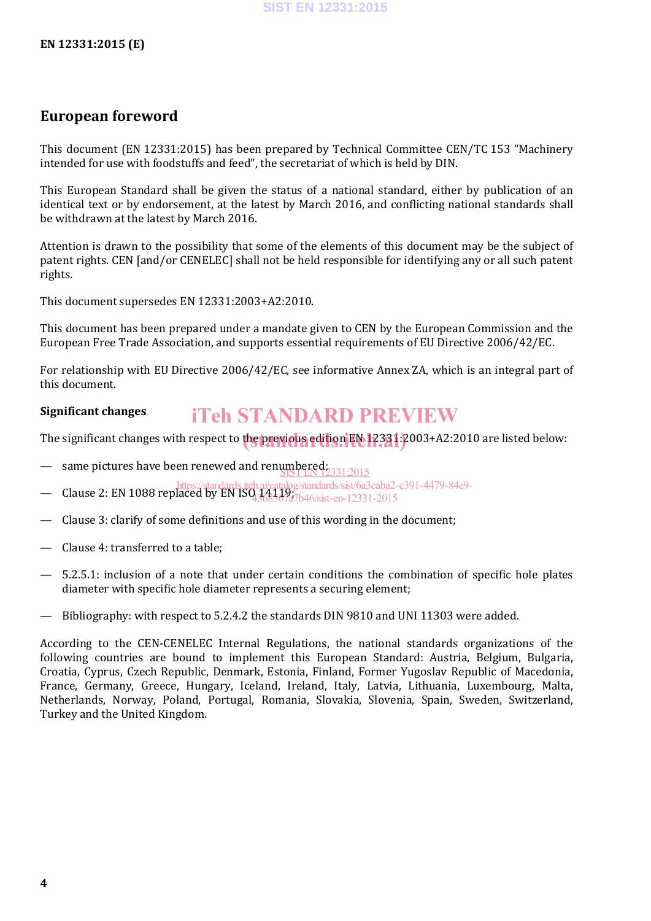## European foreword

This document (EN 12331:2015) has been prepared by Technical Committee CEN/TC 153 "Machinery intended for use with foodstuffs and feed", the secretariat of which is held by DIN.

This European Standard shall be given the status of a national standard, either by publication of an identical text or by endorsement, at the latest by March 2016, and conflicting national standards shall be withdrawn at the latest by March 2016.

Attention is drawn to the possibility that some of the elements of this document may be the subject of patent rights. CEN [and/or CENELEC] shall not be held responsible for identifying any or all such patent rights.

This document supersedes EN 12331:2003+A2:2010.

This document has been prepared under a mandate given to CEN by the European Commission and the European Free Trade Association, and supports essential requirements of EU Directive 2006/42/EC.

For relationship with EU Directive 2006/42/EC, see informative Annex ZA, which is an integral part of this document.

**Significant changes**

The significant changes with respect to the previous edition EN 12331:2003+A2:2010 are listed below:

— same pictures have been renewed and renumbered;

— Clause 2: EN 1088 replaced by EN ISO 14119;

— Clause 3: clarify of some definitions and use of this wording in the document;

— Clause 4: transferred to a table;

— 5.2.5.1: inclusion of a note that under certain conditions the combination of specific hole plates diameter with specific hole diameter represents a securing element;

— Bibliography: with respect to 5.2.4.2 the standards DIN 9810 and UNI 11303 were added.

According to the CEN-CENELEC Internal Regulations, the national standards organizations of the following countries are bound to implement this European Standard: Austria, Belgium, Bulgaria, Croatia, Cyprus, Czech Republic, Denmark, Estonia, Finland, Former Yugoslav Republic of Macedonia, France, Germany, Greece, Hungary, Iceland, Ireland, Italy, Latvia, Lithuania, Luxembourg, Malta, Netherlands, Norway, Poland, Portugal, Romania, Slovakia, Slovenia, Spain, Sweden, Switzerland, Turkey and the United Kingdom.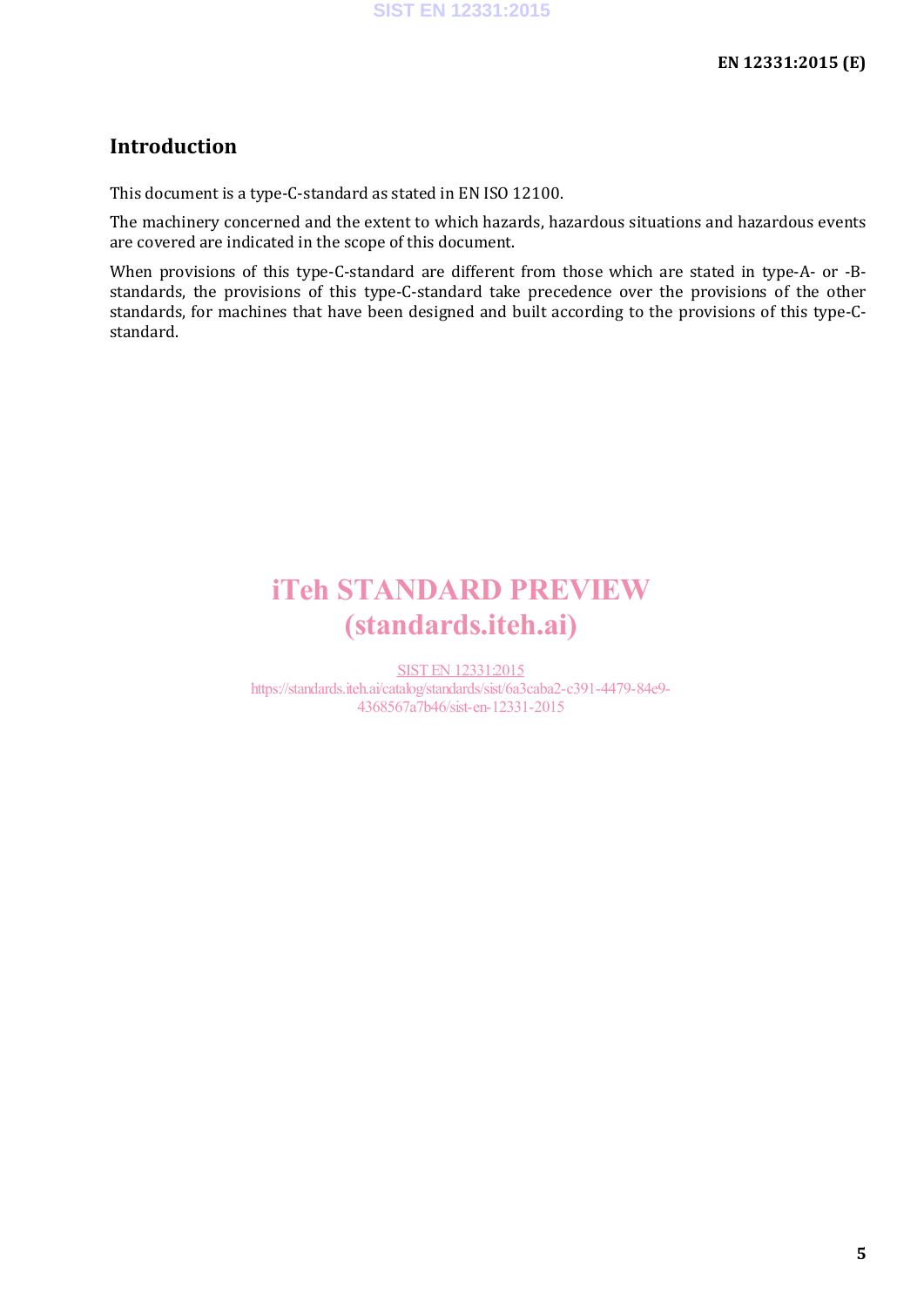## Introduction

This document is a type-C-standard as stated in EN ISO 12100.

The machinery concerned and the extent to which hazards, hazardous situations and hazardous events are covered are indicated in the scope of this document.

When provisions of this type-C-standard are different from those which are stated in type-A- or -B-standards, the provisions of this type-C-standard take precedence over the provisions of the other standards, for machines that have been designed and built according to the provisions of this type-C-standard.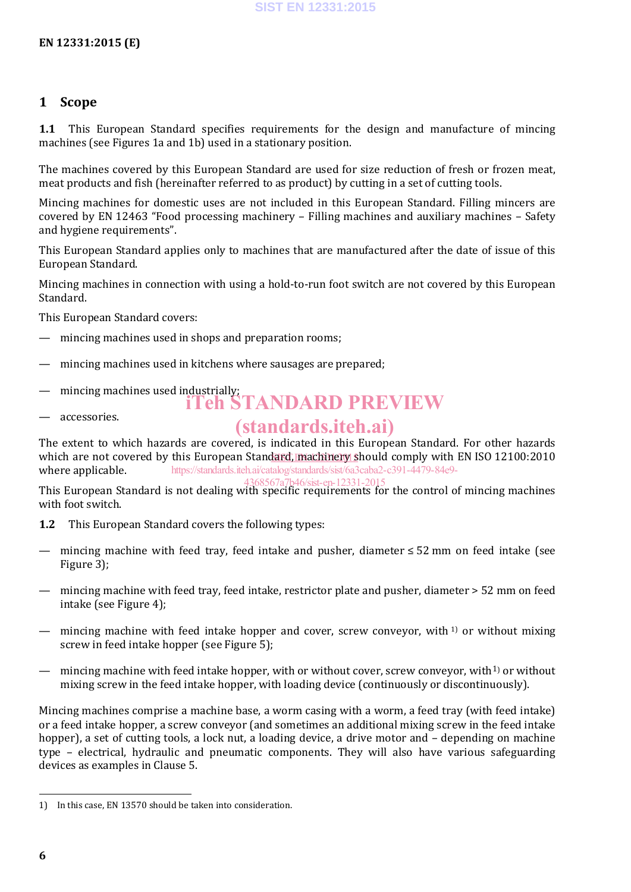# 1 Scope

**1.1** This European Standard specifies requirements for the design and manufacture of mincing machines (see Figures 1a and 1b) used in a stationary position.

The machines covered by this European Standard are used for size reduction of fresh or frozen meat, meat products and fish (hereinafter referred to as product) by cutting in a set of cutting tools.

Mincing machines for domestic uses are not included in this European Standard. Filling mincers are covered by EN 12463 "Food processing machinery – Filling machines and auxiliary machines – Safety and hygiene requirements".

This European Standard applies only to machines that are manufactured after the date of issue of this European Standard.

Mincing machines in connection with using a hold-to-run foot switch are not covered by this European Standard.

This European Standard covers:

— mincing machines used in shops and preparation rooms;

— mincing machines used in kitchens where sausages are prepared;

— mincing machines used industrially;

— accessories.

The extent to which hazards are covered, is indicated in this European Standard. For other hazards which are not covered by this European Standard, machinery should comply with EN ISO 12100:2010 where applicable.

This European Standard is not dealing with specific requirements for the control of mincing machines with foot switch.

**1.2** This European Standard covers the following types:

— mincing machine with feed tray, feed intake and pusher, diameter ≤ 52 mm on feed intake (see Figure 3);

— mincing machine with feed tray, feed intake, restrictor plate and pusher, diameter > 52 mm on feed intake (see Figure 4);

— mincing machine with feed intake hopper and cover, screw conveyor, with [1] or without mixing screw in feed intake hopper (see Figure 5);

— mincing machine with feed intake hopper, with or without cover, screw conveyor, with[1] or without mixing screw in the feed intake hopper, with loading device (continuously or discontinuously).

Mincing machines comprise a machine base, a worm casing with a worm, a feed tray (with feed intake) or a feed intake hopper, a screw conveyor (and sometimes an additional mixing screw in the feed intake hopper), a set of cutting tools, a lock nut, a loading device, a drive motor and – depending on machine type – electrical, hydraulic and pneumatic components. They will also have various safeguarding devices as examples in Clause 5.

---

1) In this case, EN 13570 should be taken into consideration.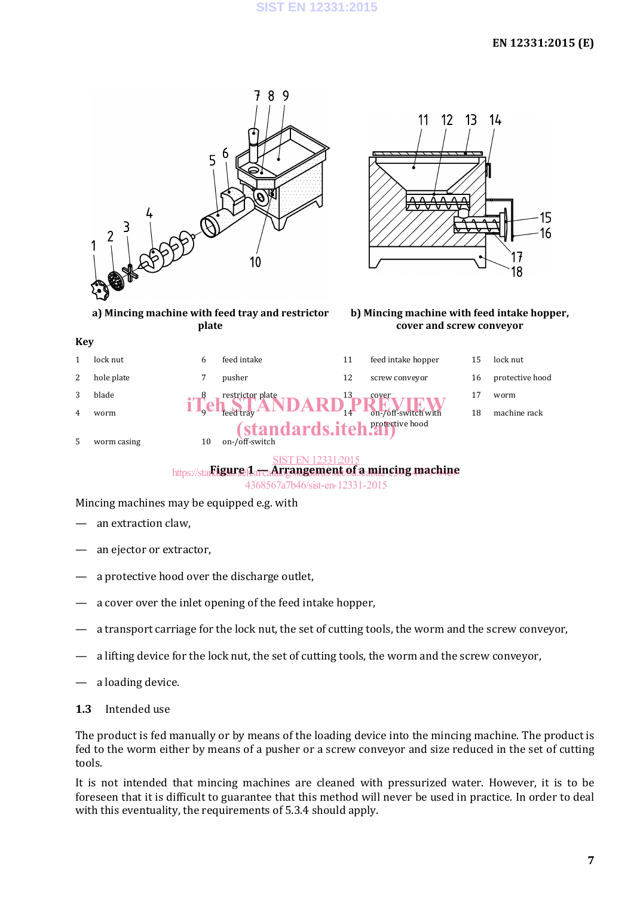a) Mincing machine with feed tray and restrictor plate

b) Mincing machine with feed intake hopper, cover and screw conveyor

**Key**

| | | | | | | | |
|---|---|---|---|---|---|---|---|
| 1 | lock nut | 6 | feed intake | 11 | feed intake hopper | 15 | lock nut |
| 2 | hole plate | 7 | pusher | 12 | screw conveyor | 16 | protective hood |
| 3 | blade | 8 | restrictor plate | 13 | cover | 17 | worm |
| 4 | worm | 9 | feed tray | 14 | on-/off-switch with protective hood | 18 | machine rack |
| 5 | worm casing | 10 | on-/off-switch | | | | |

**Figure 1 — Arrangement of a mincing machine**

Mincing machines may be equipped e.g. with

- an extraction claw,
- an ejector or extractor,
- a protective hood over the discharge outlet,
- a cover over the inlet opening of the feed intake hopper,
- a transport carriage for the lock nut, the set of cutting tools, the worm and the screw conveyor,
- a lifting device for the lock nut, the set of cutting tools, the worm and the screw conveyor,
- a loading device.

### 1.3 Intended use

The product is fed manually or by means of the loading device into the mincing machine. The product is fed to the worm either by means of a pusher or a screw conveyor and size reduced in the set of cutting tools.

It is not intended that mincing machines are cleaned with pressurized water. However, it is to be foreseen that it is difficult to guarantee that this method will never be used in practice. In order to deal with this eventuality, the requirements of 5.3.4 should apply.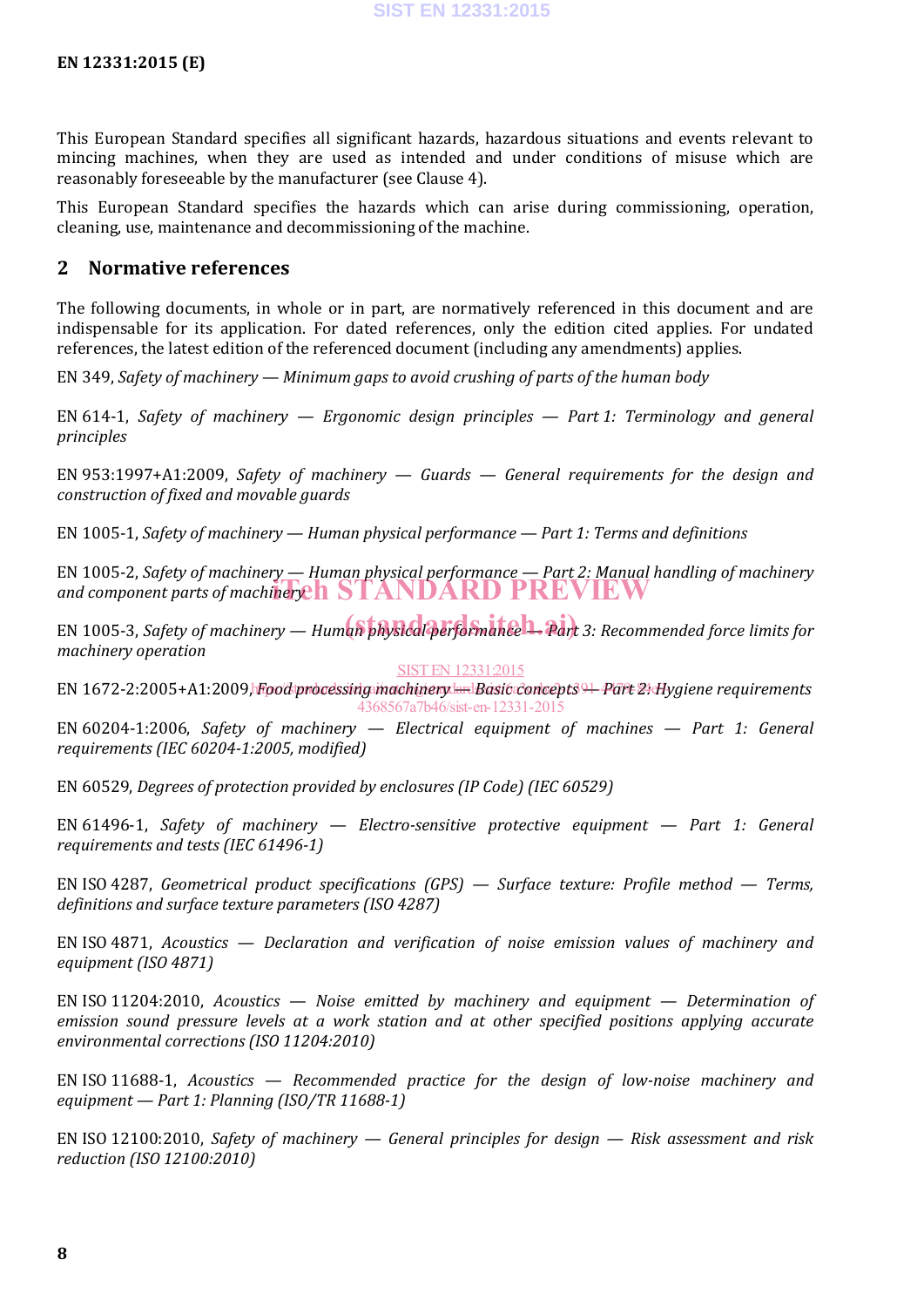This European Standard specifies all significant hazards, hazardous situations and events relevant to mincing machines, when they are used as intended and under conditions of misuse which are reasonably foreseeable by the manufacturer (see Clause 4).

This European Standard specifies the hazards which can arise during commissioning, operation, cleaning, use, maintenance and decommissioning of the machine.

## 2 Normative references

The following documents, in whole or in part, are normatively referenced in this document and are indispensable for its application. For dated references, only the edition cited applies. For undated references, the latest edition of the referenced document (including any amendments) applies.

EN 349, *Safety of machinery — Minimum gaps to avoid crushing of parts of the human body*

EN 614-1, *Safety of machinery — Ergonomic design principles — Part 1: Terminology and general principles*

EN 953:1997+A1:2009, *Safety of machinery — Guards — General requirements for the design and construction of fixed and movable guards*

EN 1005-1, *Safety of machinery — Human physical performance — Part 1: Terms and definitions*

EN 1005-2, *Safety of machinery — Human physical performance — Part 2: Manual handling of machinery and component parts of machinery*

EN 1005-3, *Safety of machinery — Human physical performance — Part 3: Recommended force limits for machinery operation*

EN 1672-2:2005+A1:2009, *Food processing machinery — Basic concepts — Part 2: Hygiene requirements*

EN 60204-1:2006, *Safety of machinery — Electrical equipment of machines — Part 1: General requirements (IEC 60204-1:2005, modified)*

EN 60529, *Degrees of protection provided by enclosures (IP Code) (IEC 60529)*

EN 61496-1, *Safety of machinery — Electro-sensitive protective equipment — Part 1: General requirements and tests (IEC 61496-1)*

EN ISO 4287, *Geometrical product specifications (GPS) — Surface texture: Profile method — Terms, definitions and surface texture parameters (ISO 4287)*

EN ISO 4871, *Acoustics — Declaration and verification of noise emission values of machinery and equipment (ISO 4871)*

EN ISO 11204:2010, *Acoustics — Noise emitted by machinery and equipment — Determination of emission sound pressure levels at a work station and at other specified positions applying accurate environmental corrections (ISO 11204:2010)*

EN ISO 11688-1, *Acoustics — Recommended practice for the design of low-noise machinery and equipment — Part 1: Planning (ISO/TR 11688-1)*

EN ISO 12100:2010, *Safety of machinery — General principles for design — Risk assessment and risk reduction (ISO 12100:2010)*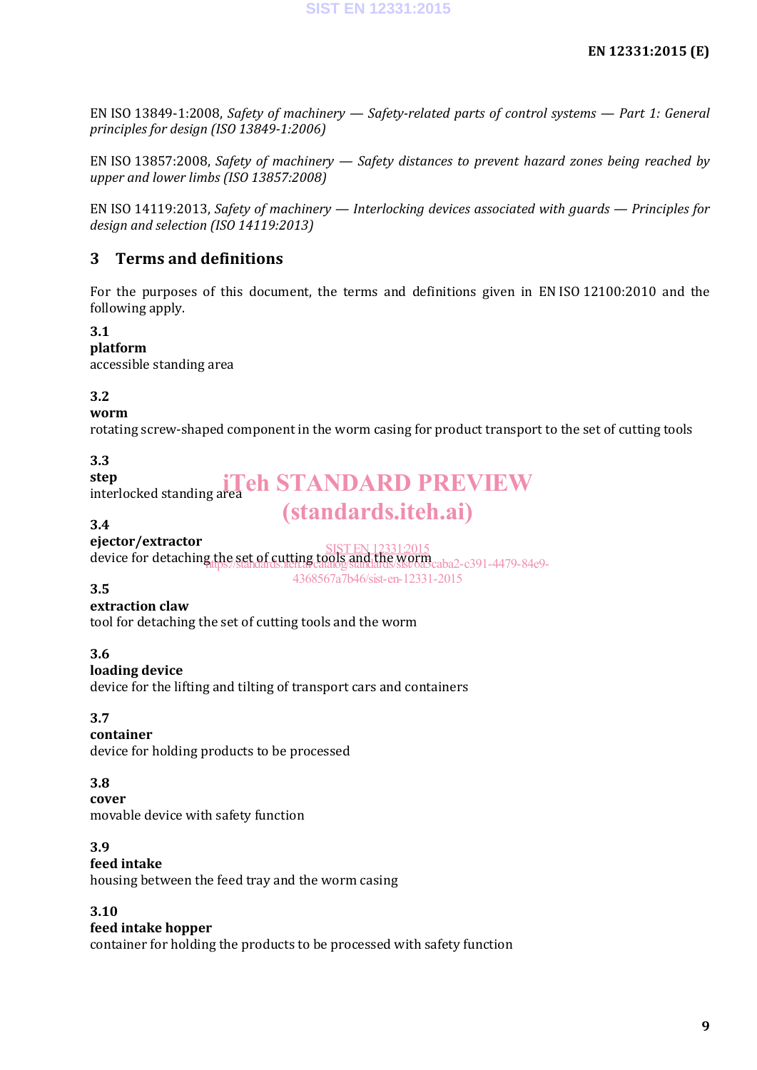EN ISO 13849-1:2008, *Safety of machinery — Safety-related parts of control systems — Part 1: General principles for design (ISO 13849-1:2006)*

EN ISO 13857:2008, *Safety of machinery — Safety distances to prevent hazard zones being reached by upper and lower limbs (ISO 13857:2008)*

EN ISO 14119:2013, *Safety of machinery — Interlocking devices associated with guards — Principles for design and selection (ISO 14119:2013)*

## 3 Terms and definitions

For the purposes of this document, the terms and definitions given in EN ISO 12100:2010 and the following apply.

**3.1**
**platform**
accessible standing area

**3.2**
**worm**
rotating screw-shaped component in the worm casing for product transport to the set of cutting tools

**3.3**
**step**
interlocked standing area

**3.4**
**ejector/extractor**
device for detaching the set of cutting tools and the worm

**3.5**
**extraction claw**
tool for detaching the set of cutting tools and the worm

**3.6**
**loading device**
device for the lifting and tilting of transport cars and containers

**3.7**
**container**
device for holding products to be processed

**3.8**
**cover**
movable device with safety function

**3.9**
**feed intake**
housing between the feed tray and the worm casing

**3.10**
**feed intake hopper**
container for holding the products to be processed with safety function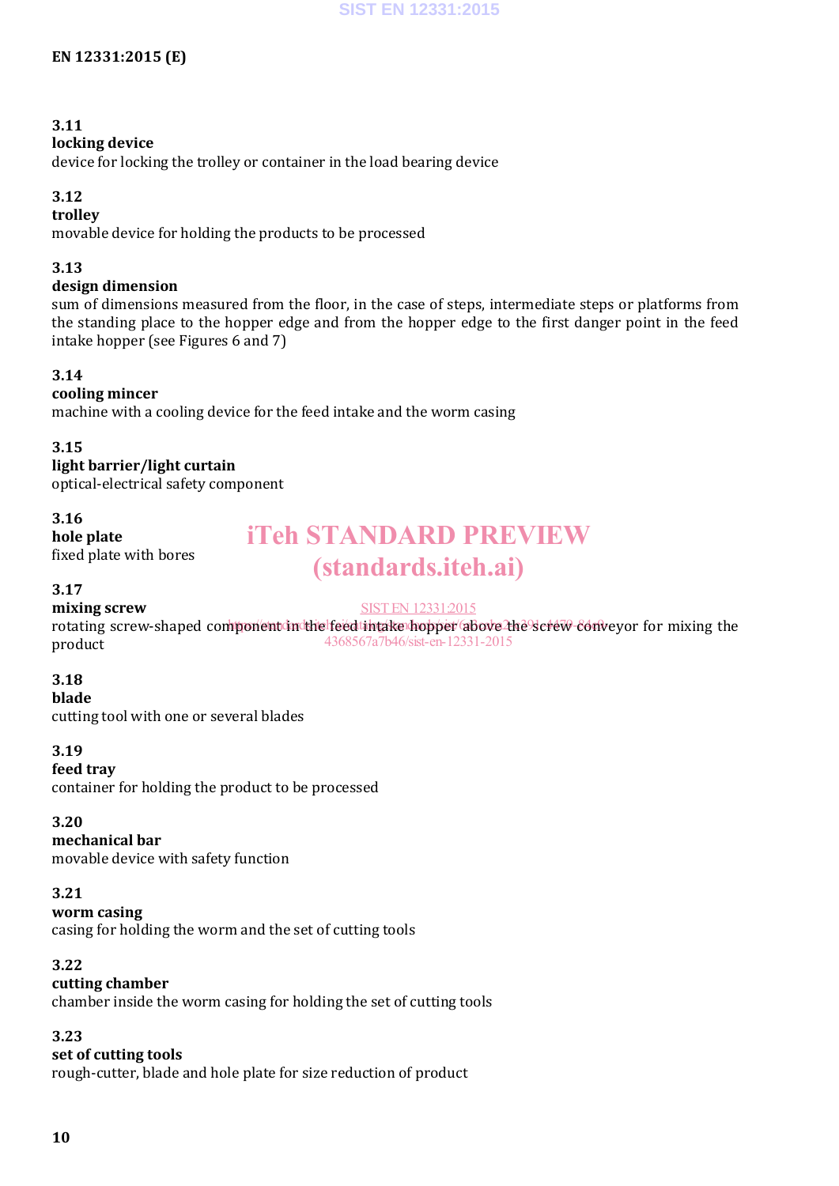**3.11**
**locking device**
device for locking the trolley or container in the load bearing device

**3.12**
**trolley**
movable device for holding the products to be processed

**3.13**
**design dimension**
sum of dimensions measured from the floor, in the case of steps, intermediate steps or platforms from the standing place to the hopper edge and from the hopper edge to the first danger point in the feed intake hopper (see Figures 6 and 7)

**3.14**
**cooling mincer**
machine with a cooling device for the feed intake and the worm casing

**3.15**
**light barrier/light curtain**
optical-electrical safety component

**3.16**
**hole plate**
fixed plate with bores

**3.17**
**mixing screw**
rotating screw-shaped component in the feed intake hopper above the screw conveyor for mixing the product

**3.18**
**blade**
cutting tool with one or several blades

**3.19**
**feed tray**
container for holding the product to be processed

**3.20**
**mechanical bar**
movable device with safety function

**3.21**
**worm casing**
casing for holding the worm and the set of cutting tools

**3.22**
**cutting chamber**
chamber inside the worm casing for holding the set of cutting tools

**3.23**
**set of cutting tools**
rough-cutter, blade and hole plate for size reduction of product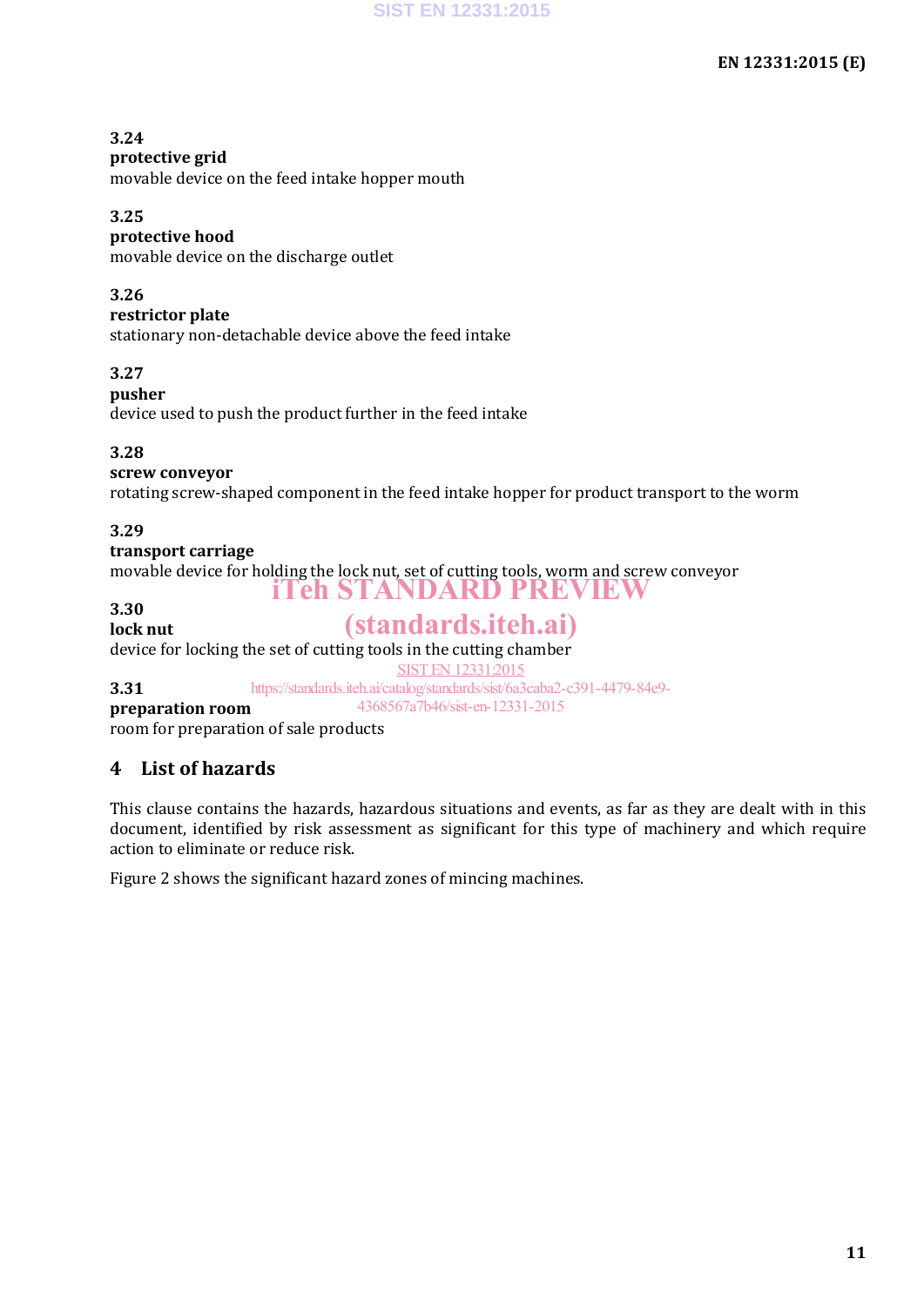**3.24**
**protective grid**
movable device on the feed intake hopper mouth

**3.25**
**protective hood**
movable device on the discharge outlet

**3.26**
**restrictor plate**
stationary non-detachable device above the feed intake

**3.27**
**pusher**
device used to push the product further in the feed intake

**3.28**
**screw conveyor**
rotating screw-shaped component in the feed intake hopper for product transport to the worm

**3.29**
**transport carriage**
movable device for holding the lock nut, set of cutting tools, worm and screw conveyor

**3.30**
**lock nut**
device for locking the set of cutting tools in the cutting chamber

**3.31**
**preparation room**
room for preparation of sale products

## 4 List of hazards

This clause contains the hazards, hazardous situations and events, as far as they are dealt with in this document, identified by risk assessment as significant for this type of machinery and which require action to eliminate or reduce risk.

Figure 2 shows the significant hazard zones of mincing machines.